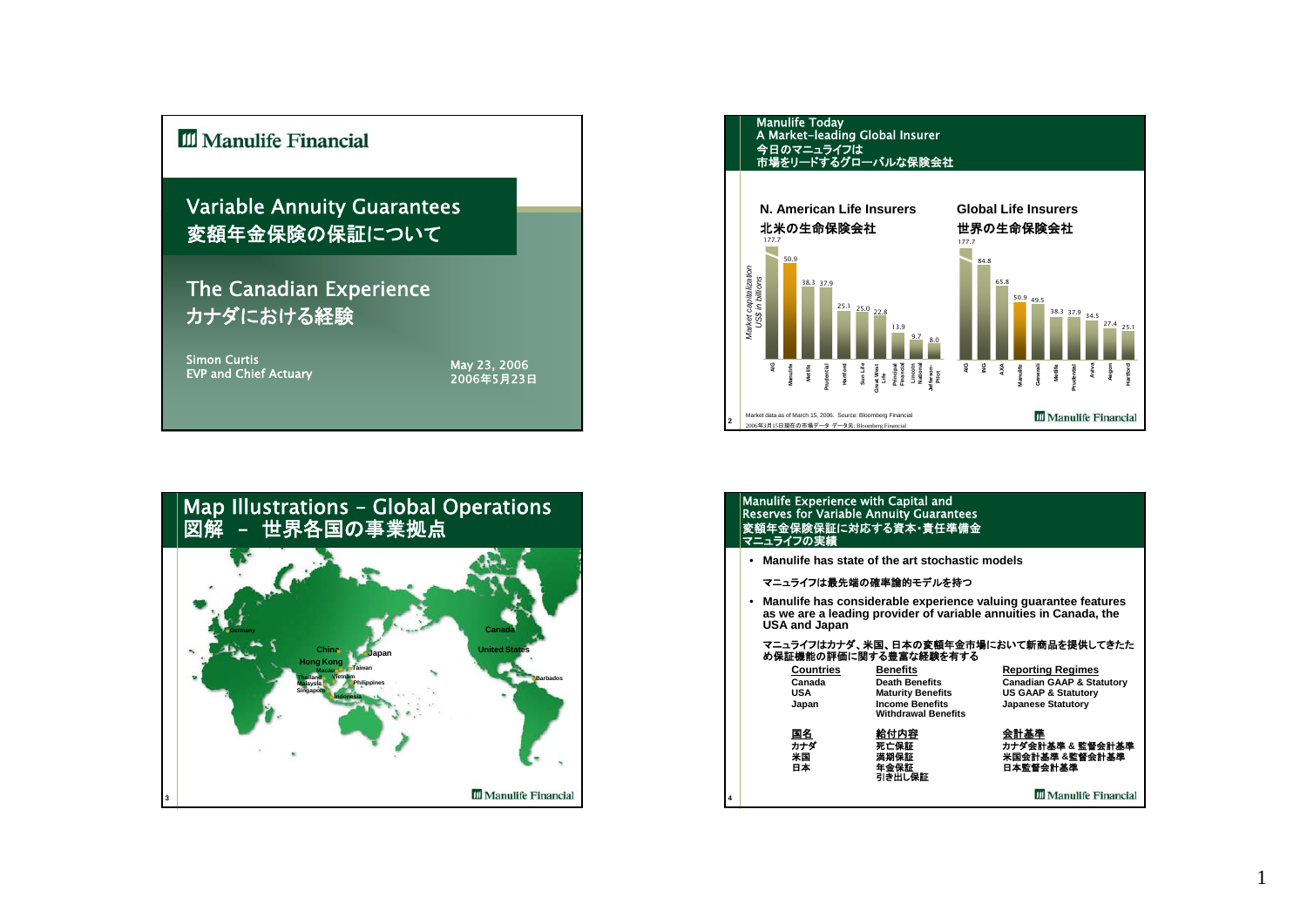## Manulife Financial

# Variable Annuity Guarantees
# 変額年金保険の保証について

## The Canadian Experience
## カナダにおける経験

Simon Curtis
EVP and Chief Actuary

May 23, 2006
2006年5月23日

---

## Manulife Today
## A Market-leading Global Insurer
## 今日のマニュライフは
## 市場をリードするグローバルな保険会社

### N. American Life Insurers
### 北米の生命保険会社

Market capitalization US$ in billions

| Company | Market capitalization (US$ in billions) |
| --- | --- |
| AIG | 177.7 |
| Manulife | 50.9 |
| Metlife | 38.3 |
| Prudential | 37.9 |
| Hartford | 25.1 |
| Sun Life | 25.0 |
| Great West Life | 22.8 |
| Principal Financial | 13.9 |
| Lincoln National | 9.7 |
| Jefferson-Pilot | 8.0 |

### Global Life Insurers
### 世界の生命保険会社

| Company | Market capitalization (US$ in billions) |
| --- | --- |
| AIG | 177.7 |
| ING | 84.8 |
| AXA | 65.8 |
| Manulife | 50.9 |
| Generali | 49.5 |
| Metlife | 38.3 |
| Prudential | 37.9 |
| Aviva | 34.5 |
| Aegon | 27.4 |
| Hartford | 25.1 |

Market data as of March 15, 2006. Source: Bloomberg Financial
2006年3月15日現在の市場データ データ元: Bloomberg Financial

---

## Map Illustrations – Global Operations
## 図解 – 世界各国の事業拠点

Germany, China, Japan, Hong Kong, Macau, Taiwan, Thailand, Vietnam, Malaysia, Philippines, Singapore, Indonesia, Canada, United States, Barbados

---

## Manulife Experience with Capital and Reserves for Variable Annuity Guarantees
## 変額年金保険保証に対応する資本・責任準備金 マニュライフの実績

- **Manulife has state of the art stochastic models**

  **マニュライフは最先端の確率論的モデルを持つ**

- **Manulife has considerable experience valuing guarantee features as we are a leading provider of variable annuities in Canada, the USA and Japan**

  **マニュライフはカナダ、米国、日本の変額年金市場において新商品を提供してきたため保証機能の評価に関する豊富な経験を有する**

| Countries | Benefits | Reporting Regimes |
| --- | --- | --- |
| Canada | Death Benefits | Canadian GAAP & Statutory |
| USA | Maturity Benefits | US GAAP & Statutory |
| Japan | Income Benefits | Japanese Statutory |
| | Withdrawal Benefits | |

| 国名 | 給付内容 | 会計基準 |
| --- | --- | --- |
| カナダ | 死亡保証 | カナダ会計基準 & 監督会計基準 |
| 米国 | 満期保証 | 米国会計基準 &監督会計基準 |
| 日本 | 年金保証 | 日本監督会計基準 |
| | 引き出し保証 | |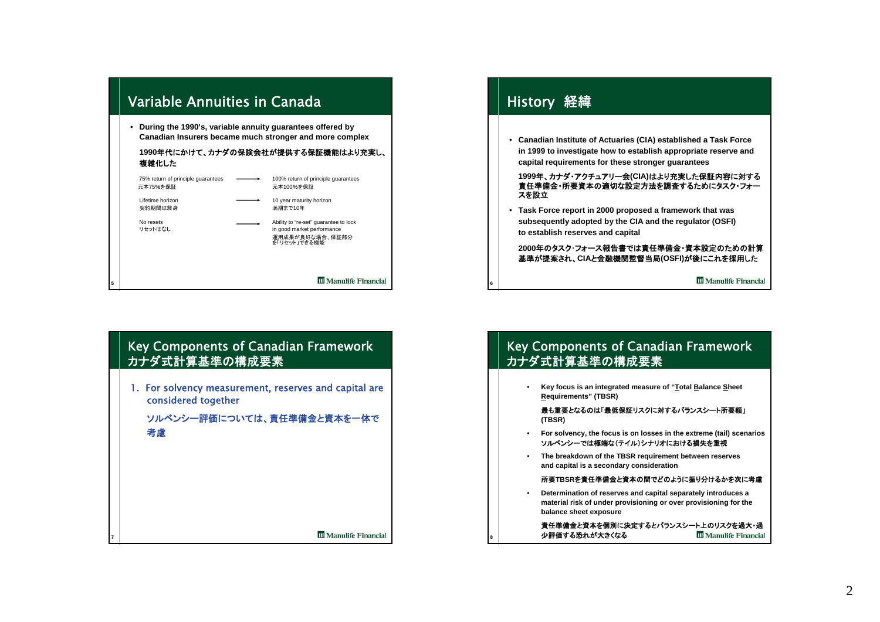## Variable Annuities in Canada

- **During the 1990's, variable annuity guarantees offered by Canadian Insurers became much stronger and more complex**

  **1990年代にかけて、カナダの保険会社が提供する保証機能はより充実し、複雑化した**

| | | |
|---|---|---|
| 75% return of principle guarantees<br>元本75%を保証 | → | 100% return of principle guarantees<br>元本100%を保証 |
| Lifetime horizon<br>契約期間は終身 | → | 10 year maturity horizon<br>満期まで10年 |
| No resets<br>リセットはなし | → | Ability to "re-set" guarantee to lock in good market performance<br>運用成果が良好な場合、保証部分を「リセット」できる機能 |

## History 経緯

- **Canadian Institute of Actuaries (CIA) established a Task Force in 1999 to investigate how to establish appropriate reserve and capital requirements for these stronger guarantees**

  **1999年、カナダ・アクチュアリー会(CIA)はより充実した保証内容に対する責任準備金・所要資本の適切な設定方法を調査するためにタスク・フォースを設立**

- **Task Force report in 2000 proposed a framework that was subsequently adopted by the CIA and the regulator (OSFI) to establish reserves and capital**

  **2000年のタスク・フォース報告書では責任準備金・資本設定のための計算基準が提案され、CIAと金融機関監督当局(OSFI)が後にこれを採用した**

## Key Components of Canadian Framework カナダ式計算基準の構成要素

1. For solvency measurement, reserves and capital are considered together

   **ソルベンシー評価については、責任準備金と資本を一体で考慮**

## Key Components of Canadian Framework カナダ式計算基準の構成要素

- **Key focus is an integrated measure of "Total Balance Sheet Requirements" (TBSR)**

  **最も重要となるのは「最低保証リスクに対するバランスシート所要額」(TBSR)**

- **For solvency, the focus is on losses in the extreme (tail) scenarios**

  **ソルベンシーでは極端な(テイル)シナリオにおける損失を重視**

- **The breakdown of the TBSR requirement between reserves and capital is a secondary consideration**

  **所要TBSRを責任準備金と資本の間でどのように振り分けるかを次に考慮**

- **Determination of reserves and capital separately introduces a material risk of under provisioning or over provisioning for the balance sheet exposure**

  **責任準備金と資本を個別に決定するとバランスシート上のリスクを過大・過少評価する恐れが大きくなる**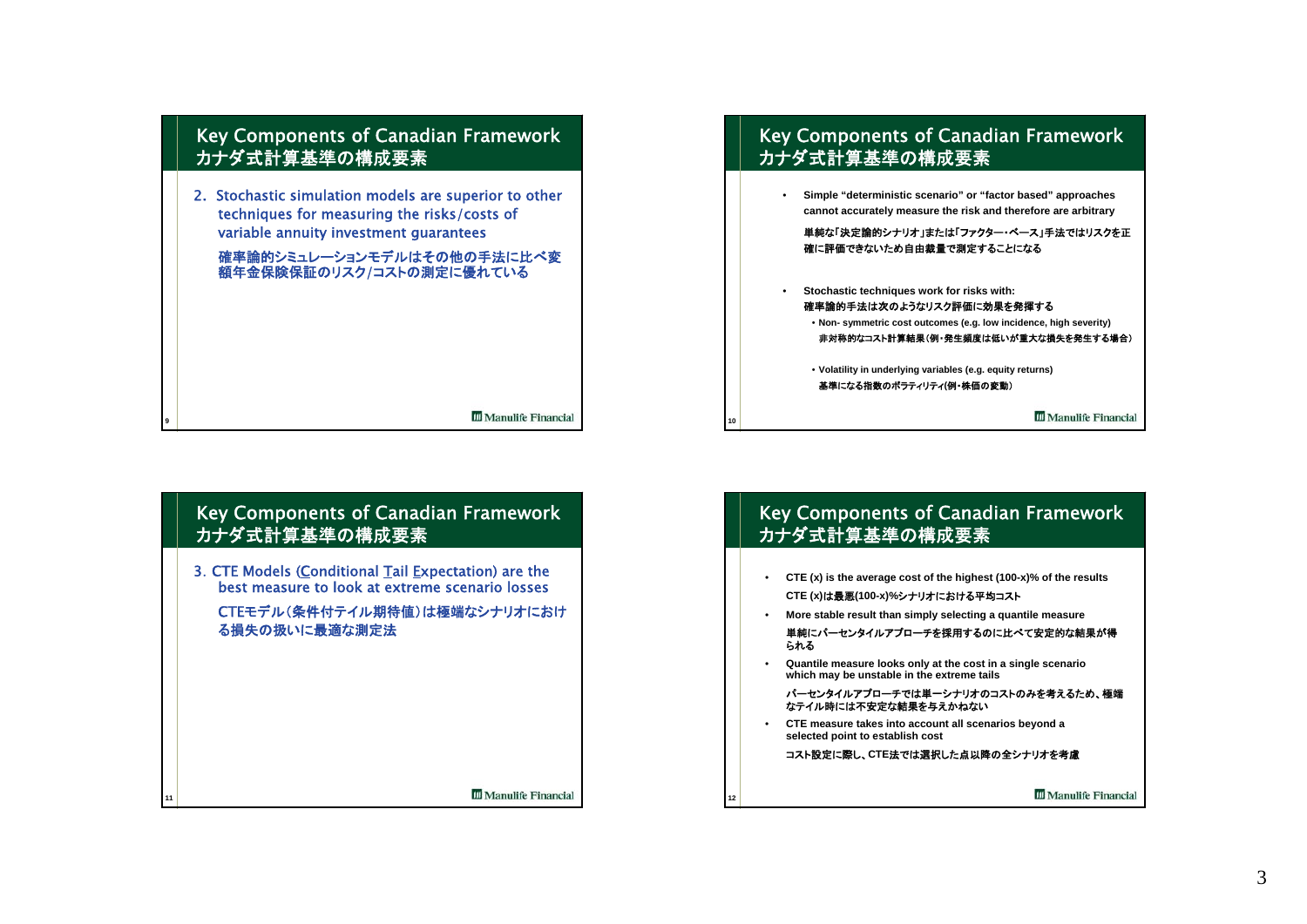## Key Components of Canadian Framework カナダ式計算基準の構成要素

2. Stochastic simulation models are superior to other techniques for measuring the risks/costs of variable annuity investment guarantees

   確率論的シミュレーションモデルはその他の手法に比べ変額年金保険保証のリスク/コストの測定に優れている

## Key Components of Canadian Framework カナダ式計算基準の構成要素

- Simple "deterministic scenario" or "factor based" approaches cannot accurately measure the risk and therefore are arbitrary

  単純な「決定論的シナリオ」または「ファクター・ベース」手法ではリスクを正確に評価できないため自由裁量で測定することになる

- Stochastic techniques work for risks with:
  確率論的手法は次のようなリスク評価に効果を発揮する
  - Non- symmetric cost outcomes (e.g. low incidence, high severity)
    非対称的なコスト計算結果（例・発生頻度は低いが重大な損失を発生する場合）
  - Volatility in underlying variables (e.g. equity returns)
    基準になる指数のボラティリティ(例・株価の変動)

## Key Components of Canadian Framework カナダ式計算基準の構成要素

3. CTE Models (Conditional Tail Expectation) are the best measure to look at extreme scenario losses

   CTEモデル（条件付テイル期待値）は極端なシナリオにおける損失の扱いに最適な測定法

## Key Components of Canadian Framework カナダ式計算基準の構成要素

- CTE (x) is the average cost of the highest (100-x)% of the results
  CTE (x)は最悪(100-x)%シナリオにおける平均コスト
- More stable result than simply selecting a quantile measure
  単純にパーセンタイルアプローチを採用するのに比べて安定的な結果が得られる
- Quantile measure looks only at the cost in a single scenario which may be unstable in the extreme tails
  パーセンタイルアプローチでは単一シナリオのコストのみを考えるため、極端なテイル時には不安定な結果を与えかねない
- CTE measure takes into account all scenarios beyond a selected point to establish cost
  コスト設定に際し、CTE法では選択した点以降の全シナリオを考慮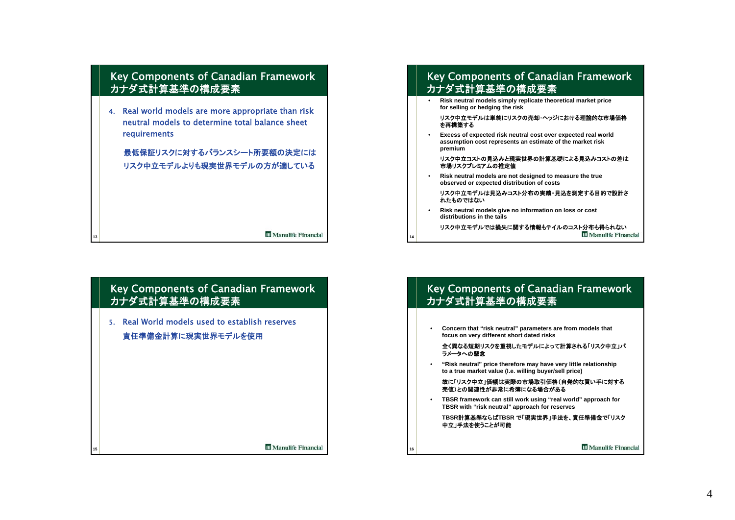## Key Components of Canadian Framework
## カナダ式計算基準の構成要素

4. Real world models are more appropriate than risk neutral models to determine total balance sheet requirements

   最低保証リスクに対するバランスシート所要額の決定にはリスク中立モデルよりも現実世界モデルの方が適している

## Key Components of Canadian Framework
## カナダ式計算基準の構成要素

- **Risk neutral models simply replicate theoretical market price for selling or hedging the risk**

  **リスク中立モデルは単純にリスクの売却･ヘッジにおける理論的な市場価格を再構築する**

- **Excess of expected risk neutral cost over expected real world assumption cost represents an estimate of the market risk premium**

  **リスク中立コストの見込みと現実世界の計算基礎による見込みコストの差は市場リスクプレミアムの推定値**

- **Risk neutral models are not designed to measure the true observed or expected distribution of costs**

  **リスク中立モデルは見込みコスト分布の実績・見込を測定する目的で設計されたものではない**

- **Risk neutral models give no information on loss or cost distributions in the tails**

  **リスク中立モデルでは損失に関する情報もテイルのコスト分布も得られない**

## Key Components of Canadian Framework
## カナダ式計算基準の構成要素

5. Real World models used to establish reserves

   責任準備金計算に現実世界モデルを使用

## Key Components of Canadian Framework
## カナダ式計算基準の構成要素

- **Concern that "risk neutral" parameters are from models that focus on very different short dated risks**

  **全く異なる短期リスクを重視したモデルによって計算される｢リスク中立｣パラメータへの懸念**

- **"Risk neutral" price therefore may have very little relationship to a true market value (I.e. willing buyer/sell price)**

  **故に｢リスク中立｣価額は実際の市場取引価格（自発的な買い手に対する売値）との関連性が非常に希薄になる場合がある**

- **TBSR framework can still work using "real world" approach for TBSR with "risk neutral" approach for reserves**

  **TBSR計算基準ならばTBSR で｢現実世界｣手法を、責任準備金で｢リスク中立｣手法を使うことが可能**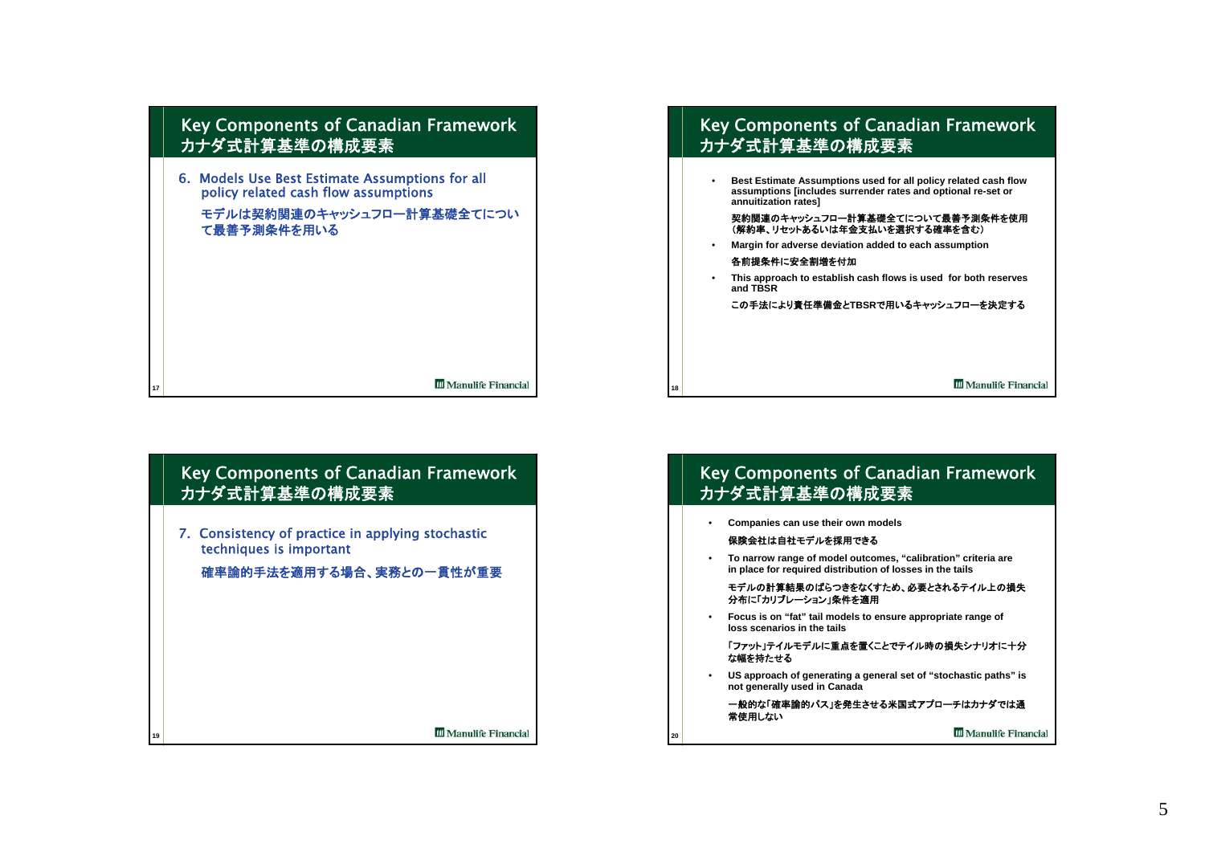## Key Components of Canadian Framework
## カナダ式計算基準の構成要素

6. Models Use Best Estimate Assumptions for all policy related cash flow assumptions

   モデルは契約関連のキャッシュフロー計算基礎全てについて最善予測条件を用いる

## Key Components of Canadian Framework
## カナダ式計算基準の構成要素

- **Best Estimate Assumptions used for all policy related cash flow assumptions [includes surrender rates and optional re-set or annuitization rates]**

  **契約関連のキャッシュフロー計算基礎全てについて最善予測条件を使用（解約率、リセットあるいは年金支払いを選択する確率を含む）**

- **Margin for adverse deviation added to each assumption**

  **各前提条件に安全割増を付加**

- **This approach to establish cash flows is used for both reserves and TBSR**

  **この手法により責任準備金とTBSRで用いるキャッシュフローを決定する**

## Key Components of Canadian Framework
## カナダ式計算基準の構成要素

7. Consistency of practice in applying stochastic techniques is important

   確率論的手法を適用する場合、実務との一貫性が重要

## Key Components of Canadian Framework
## カナダ式計算基準の構成要素

- **Companies can use their own models**

  **保険会社は自社モデルを採用できる**

- **To narrow range of model outcomes, “calibration” criteria are in place for required distribution of losses in the tails**

  **モデルの計算結果のばらつきをなくすため、必要とされるテイル上の損失分布に「カリブレーション」条件を適用**

- **Focus is on “fat” tail models to ensure appropriate range of loss scenarios in the tails**

  **「ファット」テイルモデルに重点を置くことでテイル時の損失シナリオに十分な幅を持たせる**

- **US approach of generating a general set of “stochastic paths” is not generally used in Canada**

  **一般的な「確率論的パス」を発生させる米国式アプローチはカナダでは通常使用しない**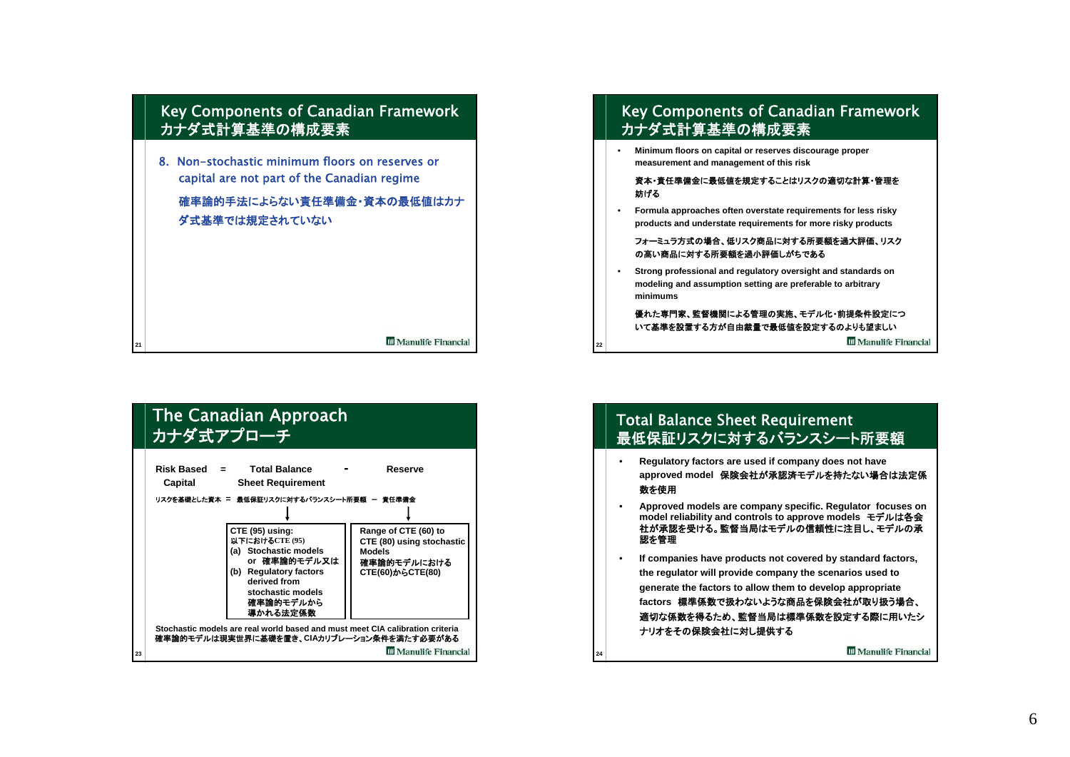## Key Components of Canadian Framework
## カナダ式計算基準の構成要素

8. Non-stochastic minimum floors on reserves or capital are not part of the Canadian regime

   確率論的手法によらない責任準備金・資本の最低値はカナダ式基準では規定されていない

## Key Components of Canadian Framework
## カナダ式計算基準の構成要素

- **Minimum floors on capital or reserves discourage proper measurement and management of this risk**

  **資本・責任準備金に最低値を規定することはリスクの適切な計算・管理を妨げる**

- **Formula approaches often overstate requirements for less risky products and understate requirements for more risky products**

  **フォーミュラ方式の場合、低リスク商品に対する所要額を過大評価、リスクの高い商品に対する所要額を過小評価しがちである**

- **Strong professional and regulatory oversight and standards on modeling and assumption setting are preferable to arbitrary minimums**

  **優れた専門家、監督機関による管理の実施、モデル化・前提条件設定について基準を設置する方が自由裁量で最低値を設定するのよりも望ましい**

## The Canadian Approach
## カナダ式アプローチ

**Risk Based Capital = Total Balance Sheet Requirement - Reserve**

**リスクを基礎とした資本 = 最低保証リスクに対するバランスシート所要額 − 責任準備金**

| Total Balance Sheet Requirement | Reserve |
|---|---|
| CTE (95) using: 以下におけるCTE (95) (a) Stochastic models or 確率論的モデル又は (b) Regulatory factors derived from stochastic models 確率論的モデルから導かれる法定係数 | Range of CTE (60) to CTE (80) using stochastic Models 確率論的モデルにおけるCTE(60)からCTE(80) |

**Stochastic models are real world based and must meet CIA calibration criteria**
**確率論的モデルは現実世界に基礎を置き、CIAカリブレーション条件を満たす必要がある**

## Total Balance Sheet Requirement
## 最低保証リスクに対するバランスシート所要額

- **Regulatory factors are used if company does not have approved model 保険会社が承認済モデルを持たない場合は法定係数を使用**
- **Approved models are company specific. Regulator focuses on model reliability and controls to approve models モデルは各会社が承認を受ける。監督当局はモデルの信頼性に注目し、モデルの承認を管理**
- **If companies have products not covered by standard factors, the regulator will provide company the scenarios used to generate the factors to allow them to develop appropriate factors 標準係数で扱わないような商品を保険会社が取り扱う場合、適切な係数を得るため、監督当局は標準係数を設定する際に用いたシナリオをその保険会社に対し提供する**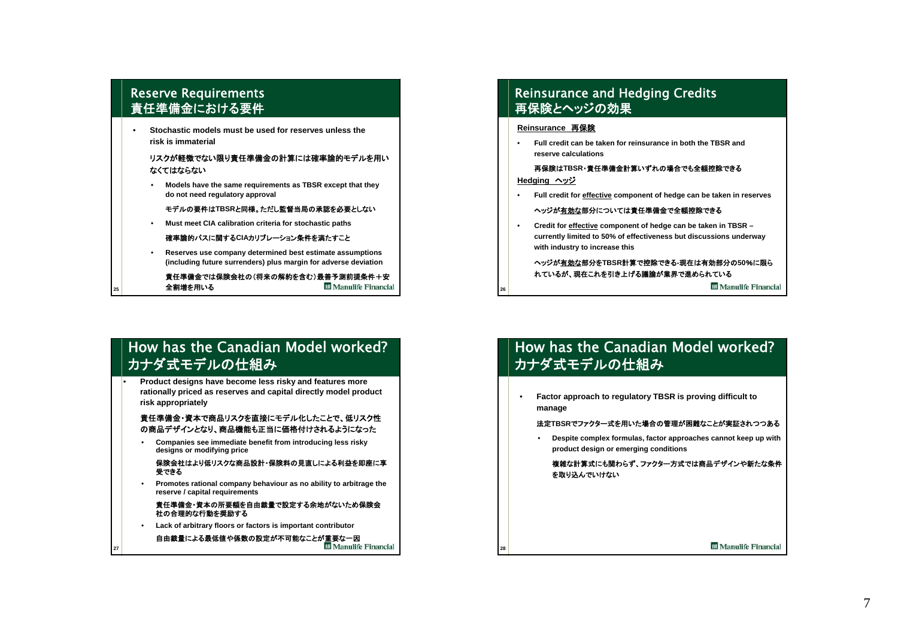## Reserve Requirements
## 責任準備金における要件

- **Stochastic models must be used for reserves unless the risk is immaterial**

  **リスクが軽微でない限り責任準備金の計算には確率論的モデルを用いなくてはならない**

  - **Models have the same requirements as TBSR except that they do not need regulatory approval**

    **モデルの要件はTBSRと同様。ただし監督当局の承認を必要としない**

  - **Must meet CIA calibration criteria for stochastic paths**

    **確率論的パスに関するCIAカリブレーション条件を満たすこと**

  - **Reserves use company determined best estimate assumptions (including future surrenders) plus margin for adverse deviation**

    **責任準備金では保険会社の（将来の解約を含む）最善予測前提条件＋安全割増を用いる**

## Reinsurance and Hedging Credits
## 再保険とヘッジの効果

**Reinsurance 再保険**

- **Full credit can be taken for reinsurance in both the TBSR and reserve calculations**

  **再保険はTBSR・責任準備金計算いずれの場合でも全額控除できる**

**Hedging ヘッジ**

- **Full credit for effective component of hedge can be taken in reserves**

  **ヘッジが有効な部分については責任準備金で全額控除できる**

- **Credit for effective component of hedge can be taken in TBSR – currently limited to 50% of effectiveness but discussions underway with industry to increase this**

  **ヘッジが有効な部分をTBSR計算で控除できる-現在は有効部分の50%に限られているが、現在これを引き上げる議論が業界で進められている**

## How has the Canadian Model worked?
## カナダ式モデルの仕組み

- **Product designs have become less risky and features more rationally priced as reserves and capital directly model product risk appropriately**

  **責任準備金・資本で商品リスクを直接にモデル化したことで、低リスク性の商品デザインとなり、商品機能も正当に価格付けされるようになった**

  - **Companies see immediate benefit from introducing less risky designs or modifying price**

    **保険会社はより低リスクな商品設計・保険料の見直しによる利益を即座に享受できる**

  - **Promotes rational company behaviour as no ability to arbitrage the reserve / capital requirements**

    **責任準備金・資本の所要額を自由裁量で設定する余地がないため保険会社の合理的な行動を奨励する**

  - **Lack of arbitrary floors or factors is important contributor**

    **自由裁量による最低値や係数の設定が不可能なことが重要な一因**

## How has the Canadian Model worked?
## カナダ式モデルの仕組み

- **Factor approach to regulatory TBSR is proving difficult to manage**

  **法定TBSRでファクター式を用いた場合の管理が困難なことが実証されつつある**

  - **Despite complex formulas, factor approaches cannot keep up with product design or emerging conditions**

    **複雑な計算式にも関わらず、ファクター方式では商品デザインや新たな条件を取り込んでいけない**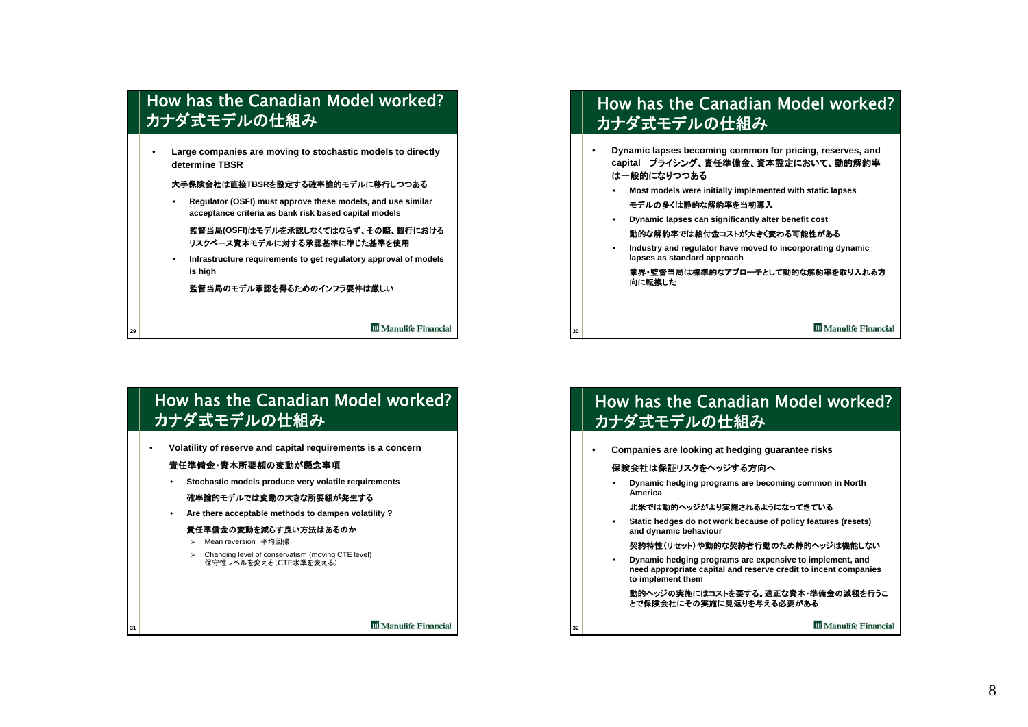## How has the Canadian Model worked? カナダ式モデルの仕組み

- **Large companies are moving to stochastic models to directly determine TBSR**

  **大手保険会社は直接TBSRを設定する確率論的モデルに移行しつつある**

  - **Regulator (OSFI) must approve these models, and use similar acceptance criteria as bank risk based capital models**

    **監督当局(OSFI)はモデルを承認しなくてはならず、その際、銀行におけるリスクベース資本モデルに対する承認基準に準じた基準を使用**

  - **Infrastructure requirements to get regulatory approval of models is high**

    **監督当局のモデル承認を得るためのインフラ要件は厳しい**

## How has the Canadian Model worked? カナダ式モデルの仕組み

- **Dynamic lapses becoming common for pricing, reserves, and capital　プライシング、責任準備金、資本設定において、動的解約率は一般的になりつつある**

  - **Most models were initially implemented with static lapses**

    **モデルの多くは静的な解約率を当初導入**

  - **Dynamic lapses can significantly alter benefit cost**

    **動的な解約率では給付金コストが大きく変わる可能性がある**

  - **Industry and regulator have moved to incorporating dynamic lapses as standard approach**

    **業界・監督当局は標準的なアプローチとして動的な解約率を取り入れる方向に転換した**

## How has the Canadian Model worked? カナダ式モデルの仕組み

- **Volatility of reserve and capital requirements is a concern**

  **責任準備金・資本所要額の変動が懸念事項**

  - **Stochastic models produce very volatile requirements**

    **確率論的モデルでは変動の大きな所要額が発生する**

  - **Are there acceptable methods to dampen volatility ?**

    **責任準備金の変動を減らす良い方法はあるのか**

    - Mean reversion 平均回帰
    - Changing level of conservatism (moving CTE level) 保守性レベルを変える（CTE水準を変える）

## How has the Canadian Model worked? カナダ式モデルの仕組み

- **Companies are looking at hedging guarantee risks**

  **保険会社は保証リスクをヘッジする方向へ**

  - **Dynamic hedging programs are becoming common in North America**

    **北米では動的ヘッジがより実施されるようになってきている**

  - **Static hedges do not work because of policy features (resets) and dynamic behaviour**

    **契約特性（リセット）や動的な契約者行動のため静的ヘッジは機能しない**

  - **Dynamic hedging programs are expensive to implement, and need appropriate capital and reserve credit to incent companies to implement them**

    **動的ヘッジの実施にはコストを要する。適正な資本・準備金の減額を行うことで保険会社にその実施に見返りを与える必要がある**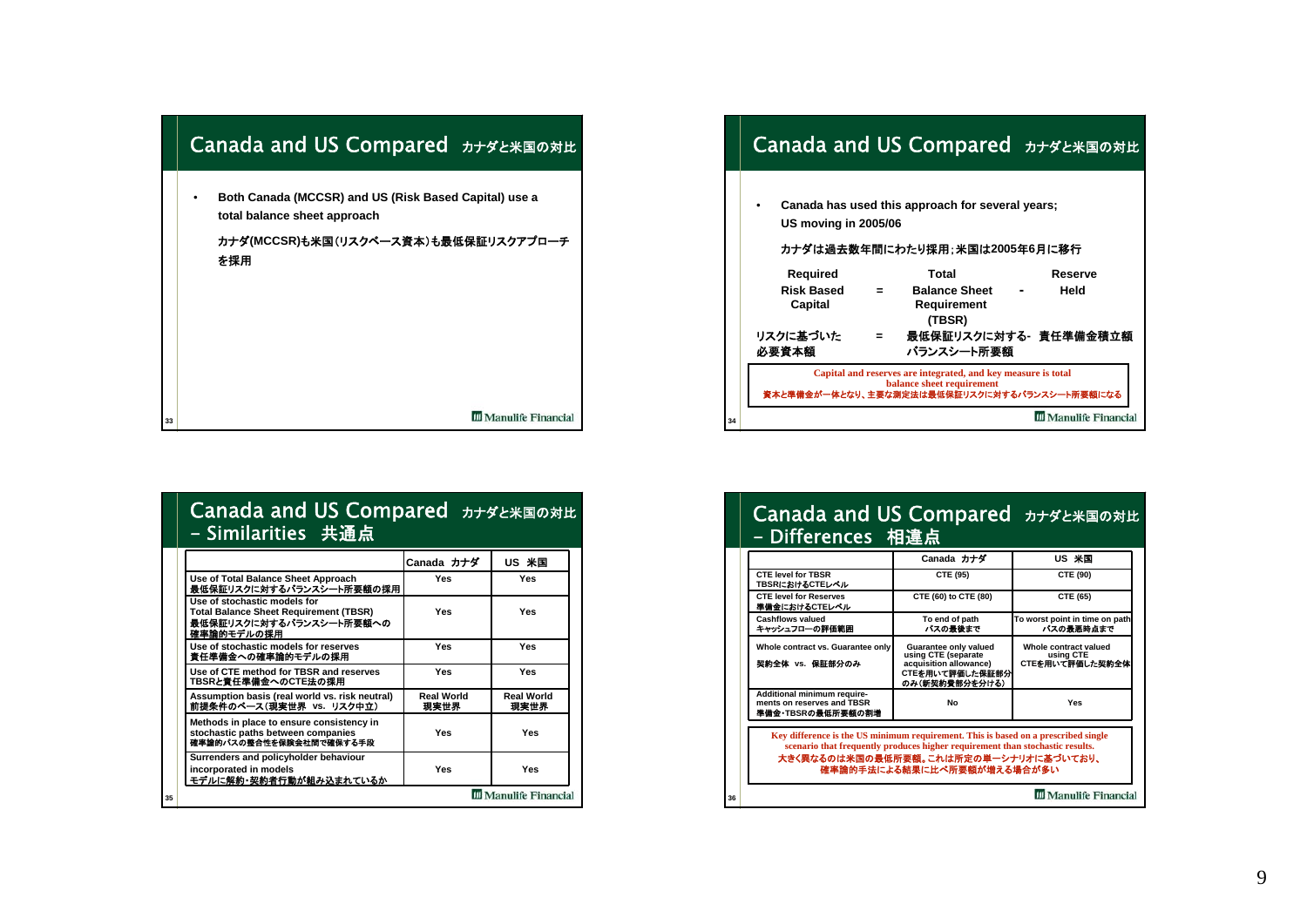## Canada and US Compared カナダと米国の対比

- **Both Canada (MCCSR) and US (Risk Based Capital) use a total balance sheet approach**

  **カナダ(MCCSR)も米国(リスクベース資本)も最低保証リスクアプローチを採用**

## Canada and US Compared カナダと米国の対比

- **Canada has used this approach for several years; US moving in 2005/06**

  **カナダは過去数年間にわたり採用；米国は2005年6月に移行**

**Required Risk Based Capital = Total Balance Sheet Requirement (TBSR) - Reserve Held**

**リスクに基づいた必要資本額 = 最低保証リスクに対する-バランスシート所要額 - 責任準備金積立額**

**Capital and reserves are integrated, and key measure is total balance sheet requirement**
**資本と準備金が一体となり、主要な測定法は最低保証リスクに対するバランスシート所要額になる**

## Canada and US Compared カナダと米国の対比 – Similarities 共通点

| | Canada カナダ | US 米国 |
|---|---|---|
| Use of Total Balance Sheet Approach 最低保証リスクに対するバランスシート所要額の採用 | Yes | Yes |
| Use of stochastic models for Total Balance Sheet Requirement (TBSR) 最低保証リスクに対するバランスシート所要額への確率論的モデルの採用 | Yes | Yes |
| Use of stochastic models for reserves 責任準備金への確率論的モデルの採用 | Yes | Yes |
| Use of CTE method for TBSR and reserves TBSRと責任準備金へのCTE法の採用 | Yes | Yes |
| Assumption basis (real world vs. risk neutral) 前提条件のベース（現実世界 vs. リスク中立） | Real World 現実世界 | Real World 現実世界 |
| Methods in place to ensure consistency in stochastic paths between companies 確率論的パスの整合性を保険会社間で確保する手段 | Yes | Yes |
| Surrenders and policyholder behaviour incorporated in models モデルに解約・契約者行動が組み込まれているか | Yes | Yes |

## Canada and US Compared カナダと米国の対比 – Differences 相違点

| | Canada カナダ | US 米国 |
|---|---|---|
| CTE level for TBSR TBSRにおけるCTEレベル | CTE (95) | CTE (90) |
| CTE level for Reserves 準備金におけるCTEレベル | CTE (60) to CTE (80) | CTE (65) |
| Cashflows valued キャッシュフローの評価範囲 | To end of path パスの最後まで | To worst point in time on path パスの最悪時点まで |
| Whole contract vs. Guarantee only 契約全体 vs. 保証部分のみ | Guarantee only valued using CTE (separate acquisition allowance) CTEを用いて評価した保証部分のみ（新契約費部分を分ける） | Whole contract valued using CTE CTEを用いて評価した契約全体 |
| Additional minimum requirements on reserves and TBSR 準備金・TBSRの最低所要額の割増 | No | Yes |

**Key difference is the US minimum requirement. This is based on a prescribed single scenario that frequently produces higher requirement than stochastic results.**
**大きく異なるのは米国の最低所要額。これは所定の単一シナリオに基づいており、確率論的手法による結果に比べ所要額が増える場合が多い**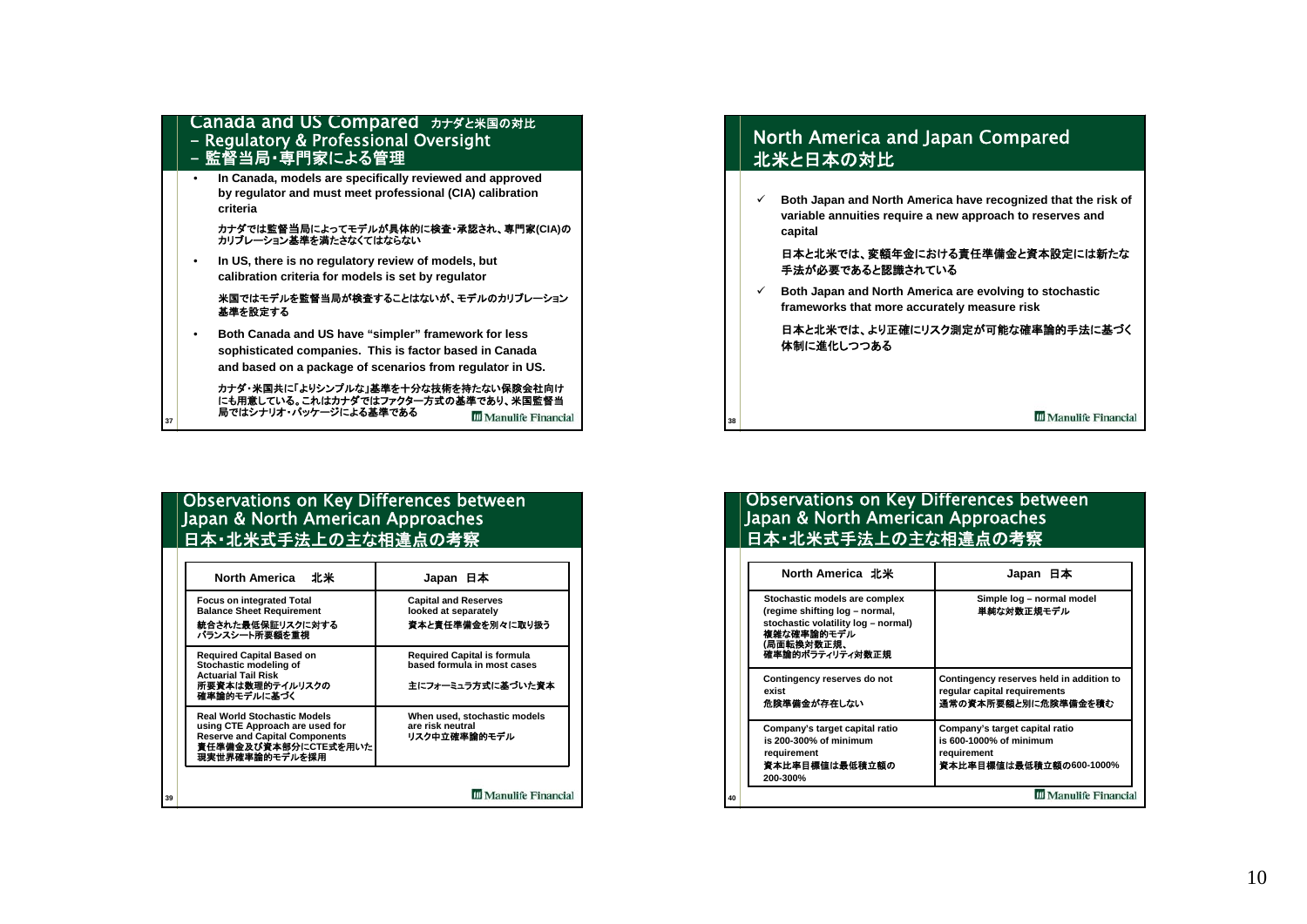## Canada and US Compared カナダと米国の対比 – Regulatory & Professional Oversight – 監督当局・専門家による管理

- **In Canada, models are specifically reviewed and approved by regulator and must meet professional (CIA) calibration criteria**

  **カナダでは監督当局によってモデルが具体的に検査・承認され、専門家(CIA)のカリブレーション基準を満たさなくてはならない**

- **In US, there is no regulatory review of models, but calibration criteria for models is set by regulator**

  **米国ではモデルを監督当局が検査することはないが、モデルのカリブレーション基準を設定する**

- **Both Canada and US have "simpler" framework for less sophisticated companies. This is factor based in Canada and based on a package of scenarios from regulator in US.**

  **カナダ・米国共に「よりシンプルな」基準を十分な技術を持たない保険会社向けにも用意している。これはカナダではファクター方式の基準であり、米国監督当局ではシナリオ・パッケージによる基準である**

## North America and Japan Compared 北米と日本の対比

- ✓ **Both Japan and North America have recognized that the risk of variable annuities require a new approach to reserves and capital**

  **日本と北米では、変額年金における責任準備金と資本設定には新たな手法が必要であると認識されている**

- ✓ **Both Japan and North America are evolving to stochastic frameworks that more accurately measure risk**

  **日本と北米では、より正確にリスク測定が可能な確率論的手法に基づく体制に進化しつつある**

## Observations on Key Differences between Japan & North American Approaches 日本・北米式手法上の主な相違点の考察

| North America 北米 | Japan 日本 |
|---|---|
| Focus on integrated Total Balance Sheet Requirement 統合された最低保証リスクに対するバランスシート所要額を重視 | Capital and Reserves looked at separately 資本と責任準備金を別々に取り扱う |
| Required Capital Based on Stochastic modeling of Actuarial Tail Risk 所要資本は数理的テイルリスクの確率論的モデルに基づく | Required Capital is formula based formula in most cases 主にフォーミュラ方式に基づいた資本 |
| Real World Stochastic Models using CTE Approach are used for Reserve and Capital Components 責任準備金及び資本部分にCTE式を用いた現実世界確率論的モデルを採用 | When used, stochastic models are risk neutral リスク中立確率論的モデル |

## Observations on Key Differences between Japan & North American Approaches 日本・北米式手法上の主な相違点の考察

| North America 北米 | Japan 日本 |
|---|---|
| Stochastic models are complex (regime shifting log – normal, stochastic volatility log – normal) 複雑な確率論的モデル (局面転換対数正規、確率論的ボラティリティ対数正規 | Simple log – normal model 単純な対数正規モデル |
| Contingency reserves do not exist 危険準備金が存在しない | Contingency reserves held in addition to regular capital requirements 通常の資本所要額と別に危険準備金を積む |
| Company's target capital ratio is 200-300% of minimum requirement 資本比率目標値は最低積立額の200-300% | Company's target capital ratio is 600-1000% of minimum requirement 資本比率目標値は最低積立額の600-1000% |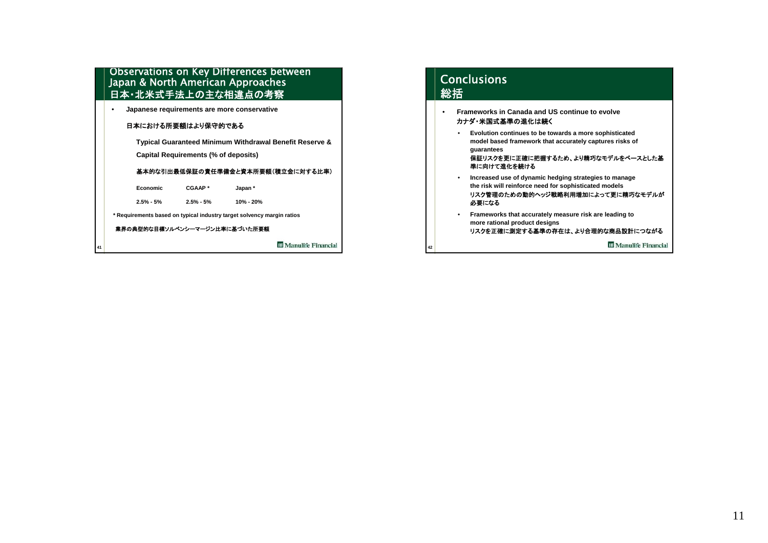## Observations on Key Differences between Japan & North American Approaches
## 日本・北米式手法上の主な相違点の考察

- **Japanese requirements are more conservative**

  **日本における所要額はより保守的である**

  **Typical Guaranteed Minimum Withdrawal Benefit Reserve & Capital Requirements (% of deposits)**

  **基本的な引出最低保証の責任準備金と資本所要額（積立金に対する比率）**

| Economic | CGAAP * | Japan * |
|---|---|---|
| 2.5% - 5% | 2.5% - 5% | 10% - 20% |

**\* Requirements based on typical industry target solvency margin ratios**

**業界の典型的な目標ソルベンシーマージン比率に基づいた所要額**

Manulife Financial

## Conclusions
## 総括

- **Frameworks in Canada and US continue to evolve**
  **カナダ・米国式基準の進化は続く**
  - **Evolution continues to be towards a more sophisticated model based framework that accurately captures risks of guarantees**
    **保証リスクを更に正確に把握するため、より精巧なモデルをベースとした基準に向けて進化を続ける**
  - **Increased use of dynamic hedging strategies to manage the risk will reinforce need for sophisticated models**
    **リスク管理のための動的ヘッジ戦略利用増加によって更に精巧なモデルが必要になる**
  - **Frameworks that accurately measure risk are leading to more rational product designs**
    **リスクを正確に測定する基準の存在は、より合理的な商品設計につながる**

Manulife Financial